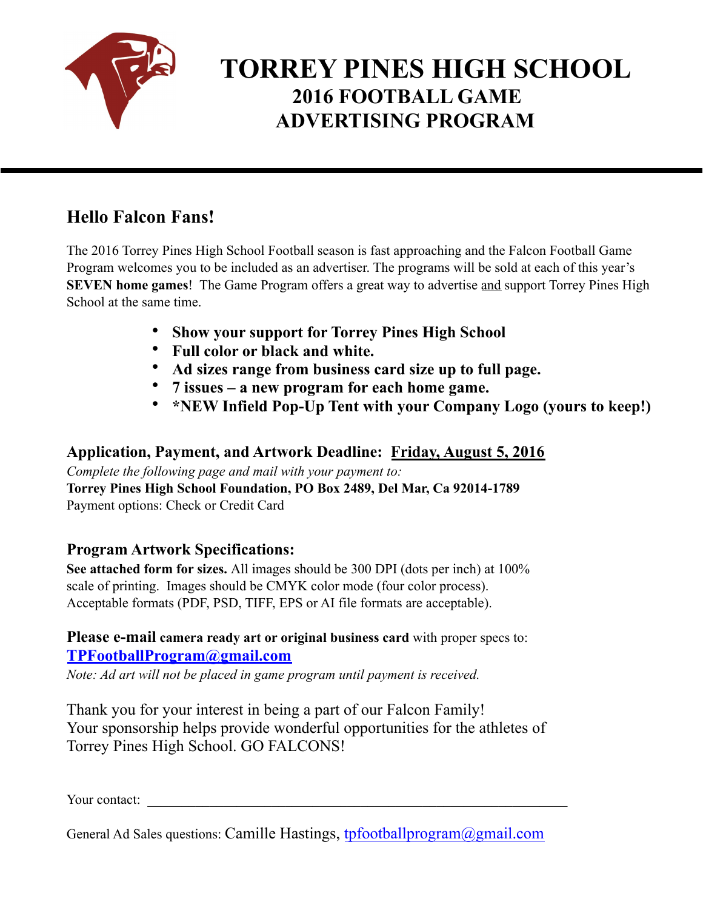# TORREY PINES HIGH SCHOOL
## 2016 FOOTBALL GAME ADVERTISING PROGRAM

---

### Hello Falcon Fans!

The 2016 Torrey Pines High School Football season is fast approaching and the Falcon Football Game Program welcomes you to be included as an advertiser. The programs will be sold at each of this year's **SEVEN home games**! The Game Program offers a great way to advertise and support Torrey Pines High School at the same time.

- **Show your support for Torrey Pines High School**
- **Full color or black and white.**
- **Ad sizes range from business card size up to full page.**
- **7 issues – a new program for each home game.**
- **\*NEW Infield Pop-Up Tent with your Company Logo (yours to keep!)**

### Application, Payment, and Artwork Deadline: Friday, August 5, 2016

*Complete the following page and mail with your payment to:*
**Torrey Pines High School Foundation, PO Box 2489, Del Mar, Ca 92014-1789**
Payment options: Check or Credit Card

### Program Artwork Specifications:

**See attached form for sizes.** All images should be 300 DPI (dots per inch) at 100% scale of printing. Images should be CMYK color mode (four color process). Acceptable formats (PDF, PSD, TIFF, EPS or AI file formats are acceptable).

**Please e-mail camera ready art or original business card** with proper specs to:
**TPFootballProgram@gmail.com**
*Note: Ad art will not be placed in game program until payment is received.*

Thank you for your interest in being a part of our Falcon Family!
Your sponsorship helps provide wonderful opportunities for the athletes of Torrey Pines High School. GO FALCONS!

Your contact: ______________________________________________

General Ad Sales questions: Camille Hastings, tpfootballprogram@gmail.com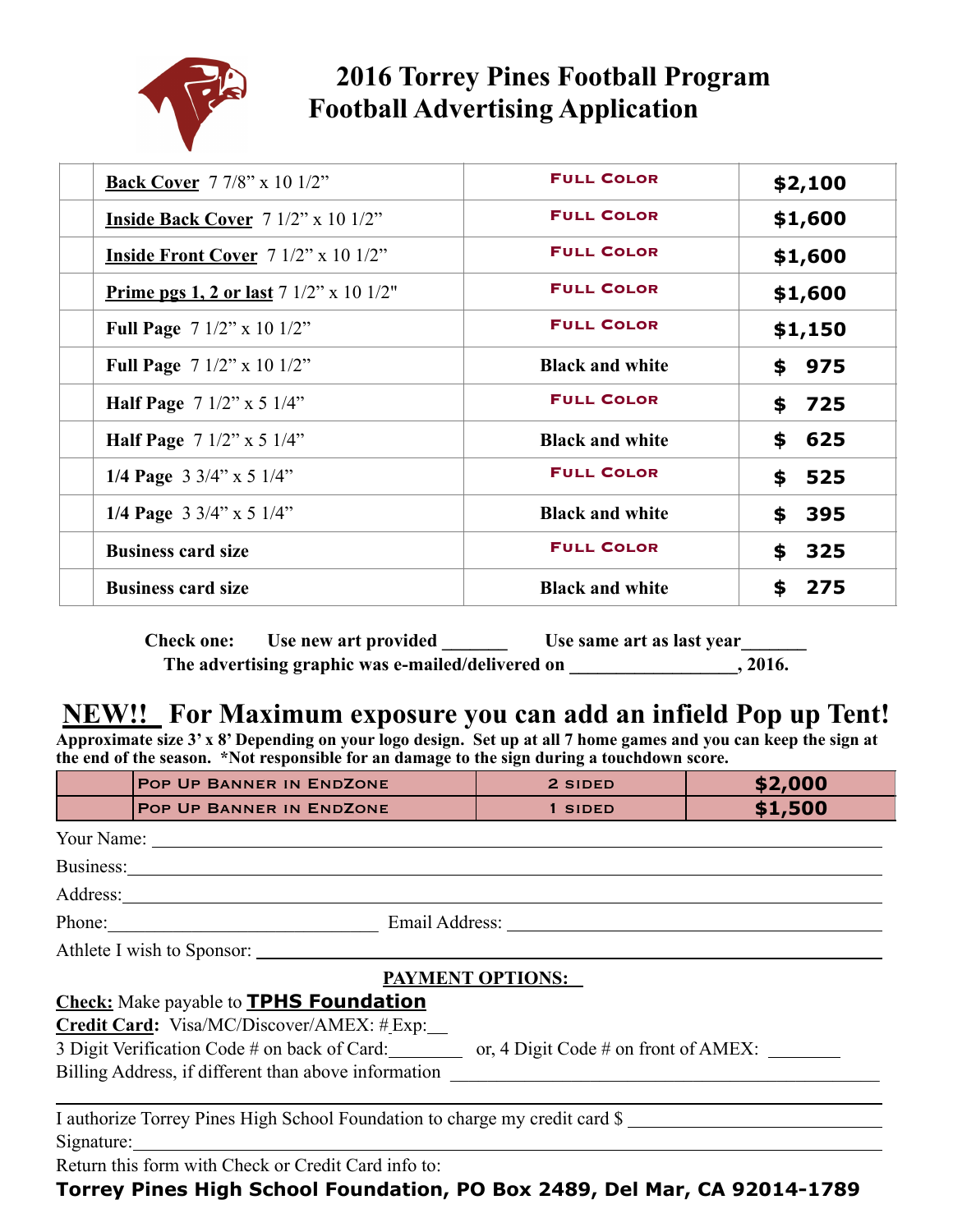# 2016 Torrey Pines Football Program
## Football Advertising Application

| | | | |
|---|---|---|---|
| | **Back Cover** 7 7/8" x 10 1/2" | FULL COLOR | **$2,100** |
| | **Inside Back Cover** 7 1/2" x 10 1/2" | FULL COLOR | **$1,600** |
| | **Inside Front Cover** 7 1/2" x 10 1/2" | FULL COLOR | **$1,600** |
| | **Prime pgs 1, 2 or last** 7 1/2" x 10 1/2" | FULL COLOR | **$1,600** |
| | **Full Page** 7 1/2" x 10 1/2" | FULL COLOR | **$1,150** |
| | **Full Page** 7 1/2" x 10 1/2" | Black and white | **$ 975** |
| | **Half Page** 7 1/2" x 5 1/4" | FULL COLOR | **$ 725** |
| | **Half Page** 7 1/2" x 5 1/4" | Black and white | **$ 625** |
| | **1/4 Page** 3 3/4" x 5 1/4" | FULL COLOR | **$ 525** |
| | **1/4 Page** 3 3/4" x 5 1/4" | Black and white | **$ 395** |
| | **Business card size** | FULL COLOR | **$ 325** |
| | **Business card size** | Black and white | **$ 275** |

**Check one: Use new art provided _______ Use same art as last year_______**
**The advertising graphic was e-mailed/delivered on _________________, 2016.**

## NEW!! For Maximum exposure you can add an infield Pop up Tent!

**Approximate size 3' x 8' Depending on your logo design. Set up at all 7 home games and you can keep the sign at the end of the season. *Not responsible for an damage to the sign during a touchdown score.**

| | | | |
|---|---|---|---|
| | POP UP BANNER IN ENDZONE | 2 SIDED | **$2,000** |
| | POP UP BANNER IN ENDZONE | 1 SIDED | **$1,500** |

Your Name: ____________________________________________

Business: ____________________________________________

Address: ____________________________________________

Phone: ______________________ Email Address: ______________________

Athlete I wish to Sponsor: ____________________________________________

**PAYMENT OPTIONS:**

**Check:** Make payable to **TPHS Foundation**

**Credit Card:** Visa/MC/Discover/AMEX: # Exp:__

3 Digit Verification Code # on back of Card:________ or, 4 Digit Code # on front of AMEX: ________

Billing Address, if different than above information ____________________________________________

____________________________________________

I authorize Torrey Pines High School Foundation to charge my credit card $ ______________________

Signature: ____________________________________________

Return this form with Check or Credit Card info to:

**Torrey Pines High School Foundation, PO Box 2489, Del Mar, CA 92014-1789**